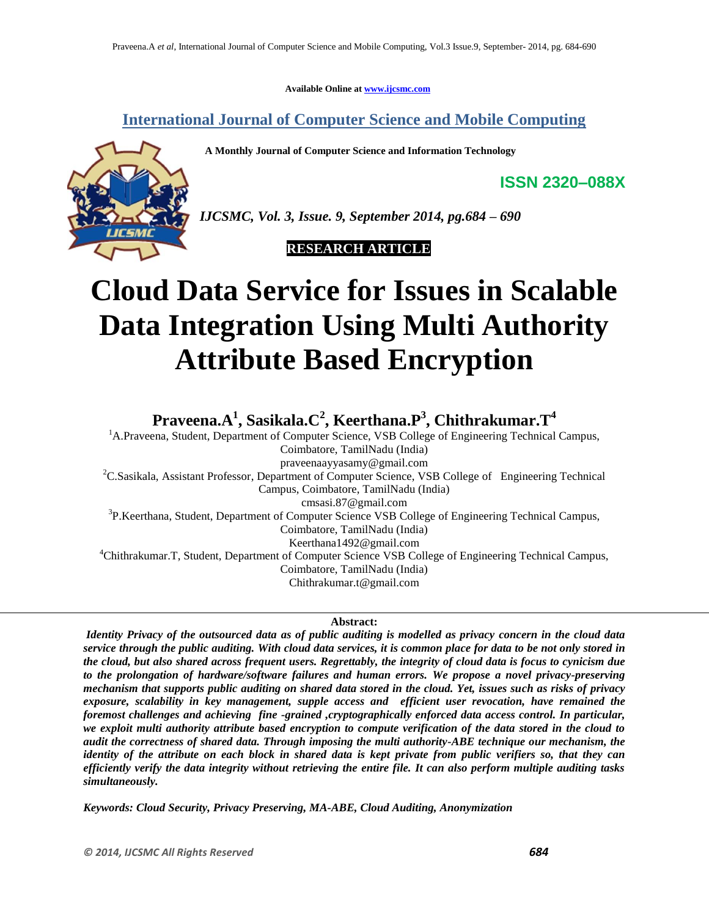Available Online at www.ijcsmc.com

# International Journal of Computer Science and Mobile Computing

**A Monthly Journal of Computer Science and Information Technology**

**ISSN 2320–088X**

***IJCSMC, Vol. 3, Issue. 9, September 2014, pg.684 – 690***

**RESEARCH ARTICLE**

# Cloud Data Service for Issues in Scalable Data Integration Using Multi Authority Attribute Based Encryption

**Praveena.A[1], Sasikala.C[2], Keerthana.P[3], Chithrakumar.T[4]**

[1]A.Praveena, Student, Department of Computer Science, VSB College of Engineering Technical Campus, Coimbatore, TamilNadu (India)
praveenaayyasamy@gmail.com

[2]C.Sasikala, Assistant Professor, Department of Computer Science, VSB College of Engineering Technical Campus, Coimbatore, TamilNadu (India)
cmsasi.87@gmail.com

[3]P.Keerthana, Student, Department of Computer Science VSB College of Engineering Technical Campus, Coimbatore, TamilNadu (India)
Keerthana1492@gmail.com

[4]Chithrakumar.T, Student, Department of Computer Science VSB College of Engineering Technical Campus, Coimbatore, TamilNadu (India)
Chithrakumar.t@gmail.com

**Abstract:**

***Identity Privacy of the outsourced data as of public auditing is modelled as privacy concern in the cloud data service through the public auditing. With cloud data services, it is common place for data to be not only stored in the cloud, but also shared across frequent users. Regrettably, the integrity of cloud data is focus to cynicism due to the prolongation of hardware/software failures and human errors. We propose a novel privacy-preserving mechanism that supports public auditing on shared data stored in the cloud. Yet, issues such as risks of privacy exposure, scalability in key management, supple access and efficient user revocation, have remained the foremost challenges and achieving fine -grained ,cryptographically enforced data access control. In particular, we exploit multi authority attribute based encryption to compute verification of the data stored in the cloud to audit the correctness of shared data. Through imposing the multi authority-ABE technique our mechanism, the identity of the attribute on each block in shared data is kept private from public verifiers so, that they can efficiently verify the data integrity without retrieving the entire file. It can also perform multiple auditing tasks simultaneously.***

***Keywords: Cloud Security, Privacy Preserving, MA-ABE, Cloud Auditing, Anonymization***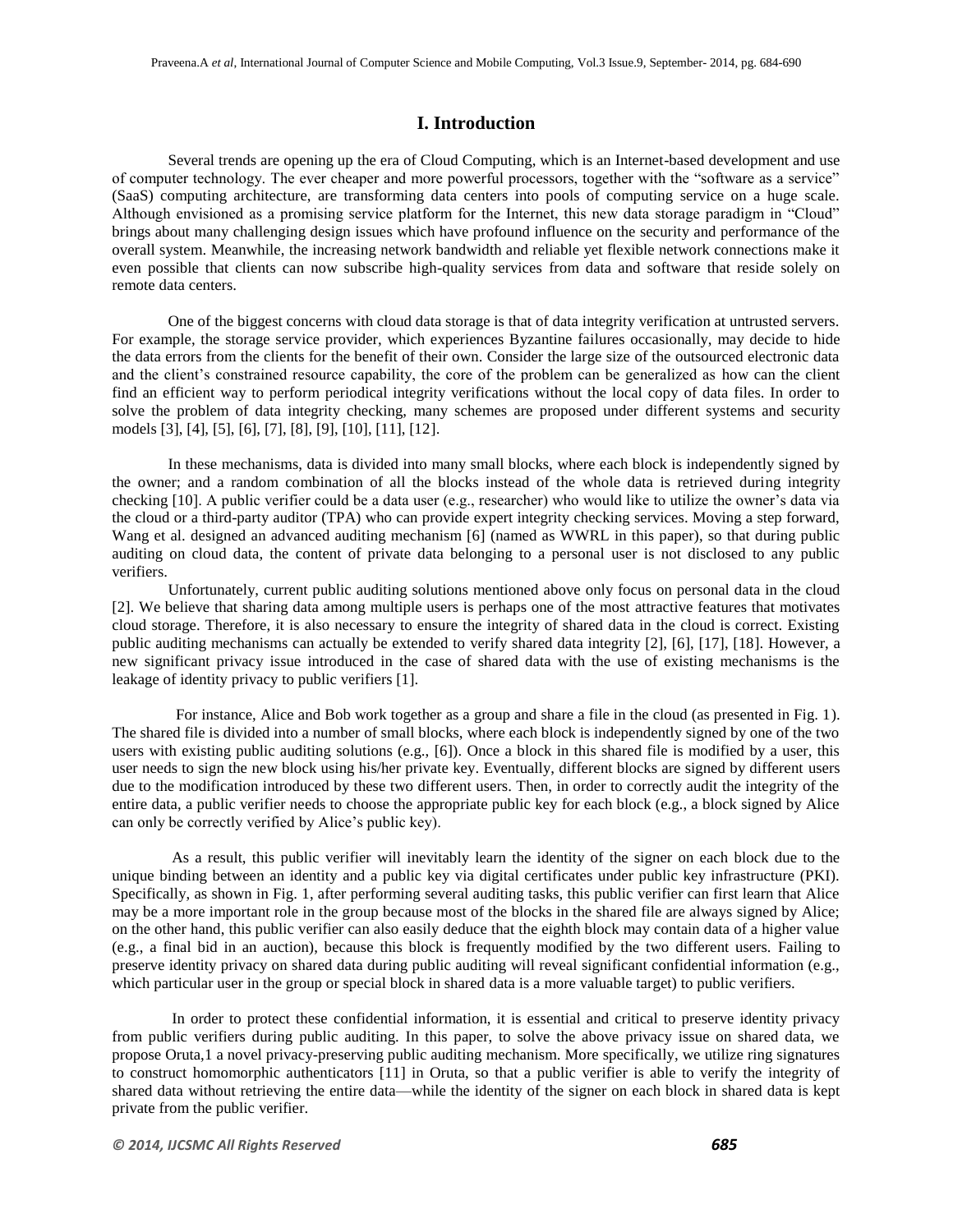# I. Introduction

Several trends are opening up the era of Cloud Computing, which is an Internet-based development and use of computer technology. The ever cheaper and more powerful processors, together with the "software as a service" (SaaS) computing architecture, are transforming data centers into pools of computing service on a huge scale. Although envisioned as a promising service platform for the Internet, this new data storage paradigm in "Cloud" brings about many challenging design issues which have profound influence on the security and performance of the overall system. Meanwhile, the increasing network bandwidth and reliable yet flexible network connections make it even possible that clients can now subscribe high-quality services from data and software that reside solely on remote data centers.

One of the biggest concerns with cloud data storage is that of data integrity verification at untrusted servers. For example, the storage service provider, which experiences Byzantine failures occasionally, may decide to hide the data errors from the clients for the benefit of their own. Consider the large size of the outsourced electronic data and the client's constrained resource capability, the core of the problem can be generalized as how can the client find an efficient way to perform periodical integrity verifications without the local copy of data files. In order to solve the problem of data integrity checking, many schemes are proposed under different systems and security models [3], [4], [5], [6], [7], [8], [9], [10], [11], [12].

In these mechanisms, data is divided into many small blocks, where each block is independently signed by the owner; and a random combination of all the blocks instead of the whole data is retrieved during integrity checking [10]. A public verifier could be a data user (e.g., researcher) who would like to utilize the owner's data via the cloud or a third-party auditor (TPA) who can provide expert integrity checking services. Moving a step forward, Wang et al. designed an advanced auditing mechanism [6] (named as WWRL in this paper), so that during public auditing on cloud data, the content of private data belonging to a personal user is not disclosed to any public verifiers.

Unfortunately, current public auditing solutions mentioned above only focus on personal data in the cloud [2]. We believe that sharing data among multiple users is perhaps one of the most attractive features that motivates cloud storage. Therefore, it is also necessary to ensure the integrity of shared data in the cloud is correct. Existing public auditing mechanisms can actually be extended to verify shared data integrity [2], [6], [17], [18]. However, a new significant privacy issue introduced in the case of shared data with the use of existing mechanisms is the leakage of identity privacy to public verifiers [1].

For instance, Alice and Bob work together as a group and share a file in the cloud (as presented in Fig. 1). The shared file is divided into a number of small blocks, where each block is independently signed by one of the two users with existing public auditing solutions (e.g., [6]). Once a block in this shared file is modified by a user, this user needs to sign the new block using his/her private key. Eventually, different blocks are signed by different users due to the modification introduced by these two different users. Then, in order to correctly audit the integrity of the entire data, a public verifier needs to choose the appropriate public key for each block (e.g., a block signed by Alice can only be correctly verified by Alice's public key).

As a result, this public verifier will inevitably learn the identity of the signer on each block due to the unique binding between an identity and a public key via digital certificates under public key infrastructure (PKI). Specifically, as shown in Fig. 1, after performing several auditing tasks, this public verifier can first learn that Alice may be a more important role in the group because most of the blocks in the shared file are always signed by Alice; on the other hand, this public verifier can also easily deduce that the eighth block may contain data of a higher value (e.g., a final bid in an auction), because this block is frequently modified by the two different users. Failing to preserve identity privacy on shared data during public auditing will reveal significant confidential information (e.g., which particular user in the group or special block in shared data is a more valuable target) to public verifiers.

In order to protect these confidential information, it is essential and critical to preserve identity privacy from public verifiers during public auditing. In this paper, to solve the above privacy issue on shared data, we propose Oruta,1 a novel privacy-preserving public auditing mechanism. More specifically, we utilize ring signatures to construct homomorphic authenticators [11] in Oruta, so that a public verifier is able to verify the integrity of shared data without retrieving the entire data—while the identity of the signer on each block in shared data is kept private from the public verifier.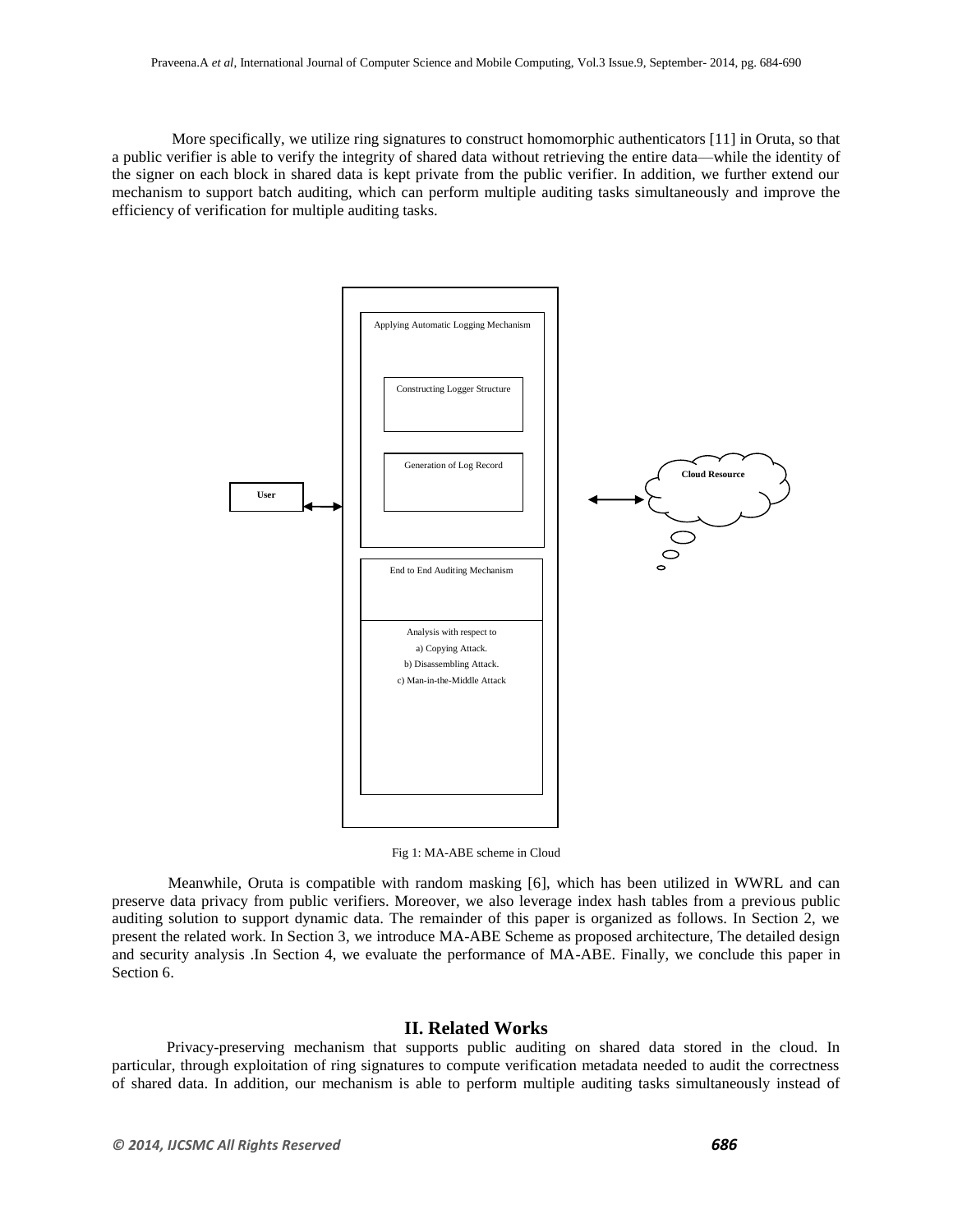More specifically, we utilize ring signatures to construct homomorphic authenticators [11] in Oruta, so that a public verifier is able to verify the integrity of shared data without retrieving the entire data—while the identity of the signer on each block in shared data is kept private from the public verifier. In addition, we further extend our mechanism to support batch auditing, which can perform multiple auditing tasks simultaneously and improve the efficiency of verification for multiple auditing tasks.

User

Applying Automatic Logging Mechanism

Constructing Logger Structure

Generation of Log Record

End to End Auditing Mechanism

Analysis with respect to
a) Copying Attack.
b) Disassembling Attack.
c) Man-in-the-Middle Attack

Cloud Resource

Fig 1: MA-ABE scheme in Cloud

Meanwhile, Oruta is compatible with random masking [6], which has been utilized in WWRL and can preserve data privacy from public verifiers. Moreover, we also leverage index hash tables from a previous public auditing solution to support dynamic data. The remainder of this paper is organized as follows. In Section 2, we present the related work. In Section 3, we introduce MA-ABE Scheme as proposed architecture, The detailed design and security analysis .In Section 4, we evaluate the performance of MA-ABE. Finally, we conclude this paper in Section 6.

## II. Related Works

Privacy-preserving mechanism that supports public auditing on shared data stored in the cloud. In particular, through exploitation of ring signatures to compute verification metadata needed to audit the correctness of shared data. In addition, our mechanism is able to perform multiple auditing tasks simultaneously instead of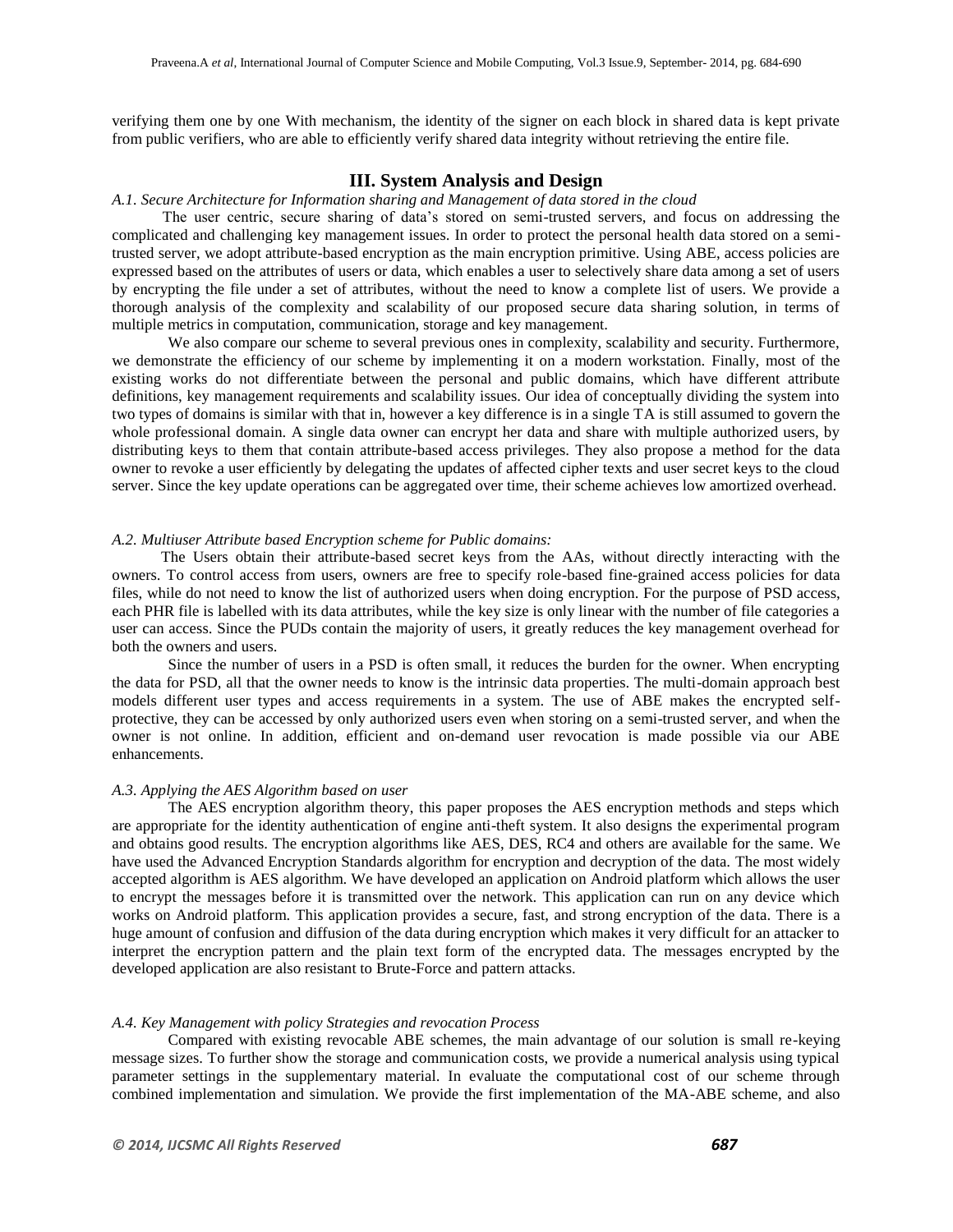verifying them one by one With mechanism, the identity of the signer on each block in shared data is kept private from public verifiers, who are able to efficiently verify shared data integrity without retrieving the entire file.

## III. System Analysis and Design

*A.1. Secure Architecture for Information sharing and Management of data stored in the cloud*

The user centric, secure sharing of data's stored on semi-trusted servers, and focus on addressing the complicated and challenging key management issues. In order to protect the personal health data stored on a semi-trusted server, we adopt attribute-based encryption as the main encryption primitive. Using ABE, access policies are expressed based on the attributes of users or data, which enables a user to selectively share data among a set of users by encrypting the file under a set of attributes, without the need to know a complete list of users. We provide a thorough analysis of the complexity and scalability of our proposed secure data sharing solution, in terms of multiple metrics in computation, communication, storage and key management.

We also compare our scheme to several previous ones in complexity, scalability and security. Furthermore, we demonstrate the efficiency of our scheme by implementing it on a modern workstation. Finally, most of the existing works do not differentiate between the personal and public domains, which have different attribute definitions, key management requirements and scalability issues. Our idea of conceptually dividing the system into two types of domains is similar with that in, however a key difference is in a single TA is still assumed to govern the whole professional domain. A single data owner can encrypt her data and share with multiple authorized users, by distributing keys to them that contain attribute-based access privileges. They also propose a method for the data owner to revoke a user efficiently by delegating the updates of affected cipher texts and user secret keys to the cloud server. Since the key update operations can be aggregated over time, their scheme achieves low amortized overhead.

*A.2. Multiuser Attribute based Encryption scheme for Public domains:*

The Users obtain their attribute-based secret keys from the AAs, without directly interacting with the owners. To control access from users, owners are free to specify role-based fine-grained access policies for data files, while do not need to know the list of authorized users when doing encryption. For the purpose of PSD access, each PHR file is labelled with its data attributes, while the key size is only linear with the number of file categories a user can access. Since the PUDs contain the majority of users, it greatly reduces the key management overhead for both the owners and users.

Since the number of users in a PSD is often small, it reduces the burden for the owner. When encrypting the data for PSD, all that the owner needs to know is the intrinsic data properties. The multi-domain approach best models different user types and access requirements in a system. The use of ABE makes the encrypted self-protective, they can be accessed by only authorized users even when storing on a semi-trusted server, and when the owner is not online. In addition, efficient and on-demand user revocation is made possible via our ABE enhancements.

*A.3. Applying the AES Algorithm based on user*

The AES encryption algorithm theory, this paper proposes the AES encryption methods and steps which are appropriate for the identity authentication of engine anti-theft system. It also designs the experimental program and obtains good results. The encryption algorithms like AES, DES, RC4 and others are available for the same. We have used the Advanced Encryption Standards algorithm for encryption and decryption of the data. The most widely accepted algorithm is AES algorithm. We have developed an application on Android platform which allows the user to encrypt the messages before it is transmitted over the network. This application can run on any device which works on Android platform. This application provides a secure, fast, and strong encryption of the data. There is a huge amount of confusion and diffusion of the data during encryption which makes it very difficult for an attacker to interpret the encryption pattern and the plain text form of the encrypted data. The messages encrypted by the developed application are also resistant to Brute-Force and pattern attacks.

*A.4. Key Management with policy Strategies and revocation Process*

Compared with existing revocable ABE schemes, the main advantage of our solution is small re-keying message sizes. To further show the storage and communication costs, we provide a numerical analysis using typical parameter settings in the supplementary material. In evaluate the computational cost of our scheme through combined implementation and simulation. We provide the first implementation of the MA-ABE scheme, and also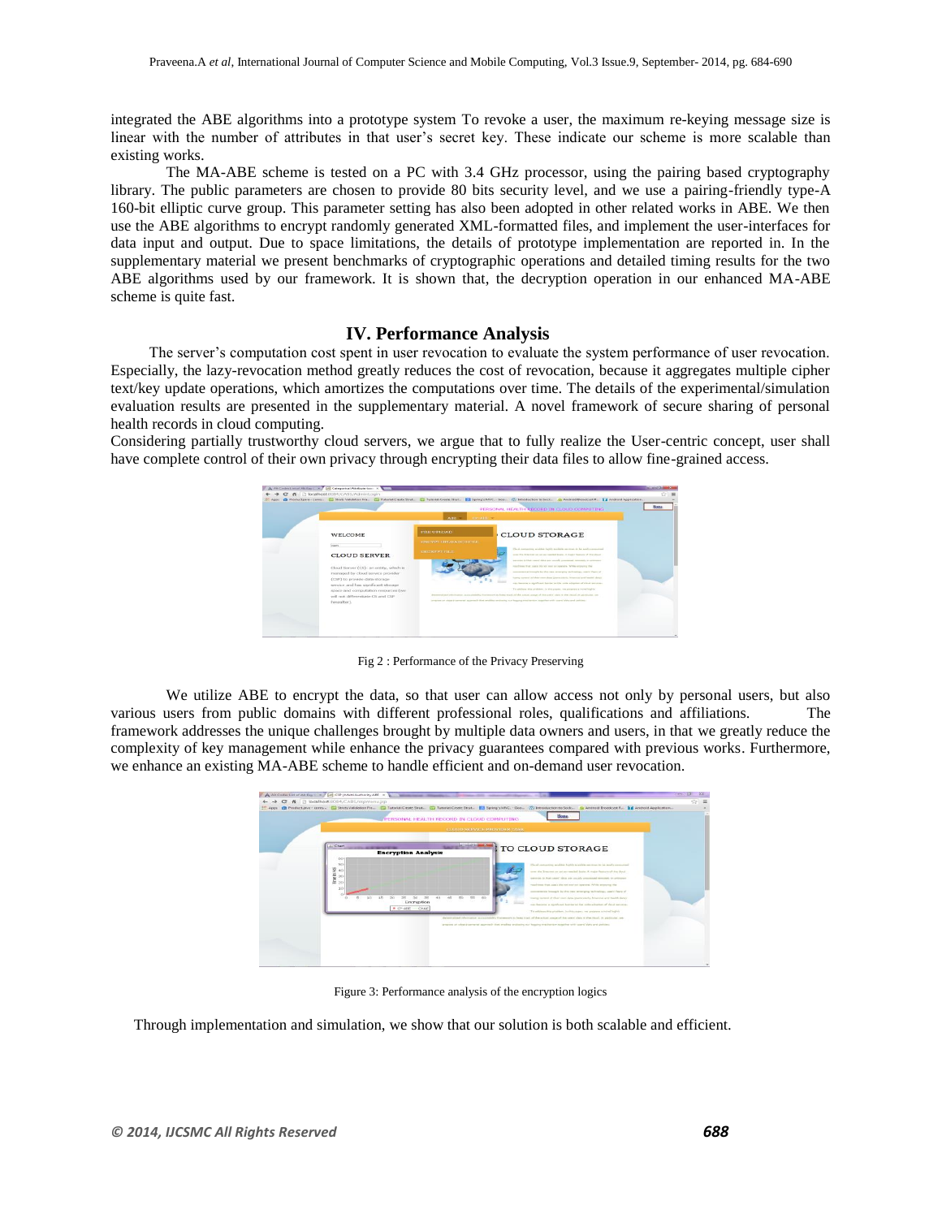integrated the ABE algorithms into a prototype system To revoke a user, the maximum re-keying message size is linear with the number of attributes in that user's secret key. These indicate our scheme is more scalable than existing works.

The MA-ABE scheme is tested on a PC with 3.4 GHz processor, using the pairing based cryptography library. The public parameters are chosen to provide 80 bits security level, and we use a pairing-friendly type-A 160-bit elliptic curve group. This parameter setting has also been adopted in other related works in ABE. We then use the ABE algorithms to encrypt randomly generated XML-formatted files, and implement the user-interfaces for data input and output. Due to space limitations, the details of prototype implementation are reported in. In the supplementary material we present benchmarks of cryptographic operations and detailed timing results for the two ABE algorithms used by our framework. It is shown that, the decryption operation in our enhanced MA-ABE scheme is quite fast.

## IV. Performance Analysis

The server's computation cost spent in user revocation to evaluate the system performance of user revocation. Especially, the lazy-revocation method greatly reduces the cost of revocation, because it aggregates multiple cipher text/key update operations, which amortizes the computations over time. The details of the experimental/simulation evaluation results are presented in the supplementary material. A novel framework of secure sharing of personal health records in cloud computing.
Considering partially trustworthy cloud servers, we argue that to fully realize the User-centric concept, user shall have complete control of their own privacy through encrypting their data files to allow fine-grained access.

Fig 2 : Performance of the Privacy Preserving

We utilize ABE to encrypt the data, so that user can allow access not only by personal users, but also various users from public domains with different professional roles, qualifications and affiliations. The framework addresses the unique challenges brought by multiple data owners and users, in that we greatly reduce the complexity of key management while enhance the privacy guarantees compared with previous works. Furthermore, we enhance an existing MA-ABE scheme to handle efficient and on-demand user revocation.

Figure 3: Performance analysis of the encryption logics

Through implementation and simulation, we show that our solution is both scalable and efficient.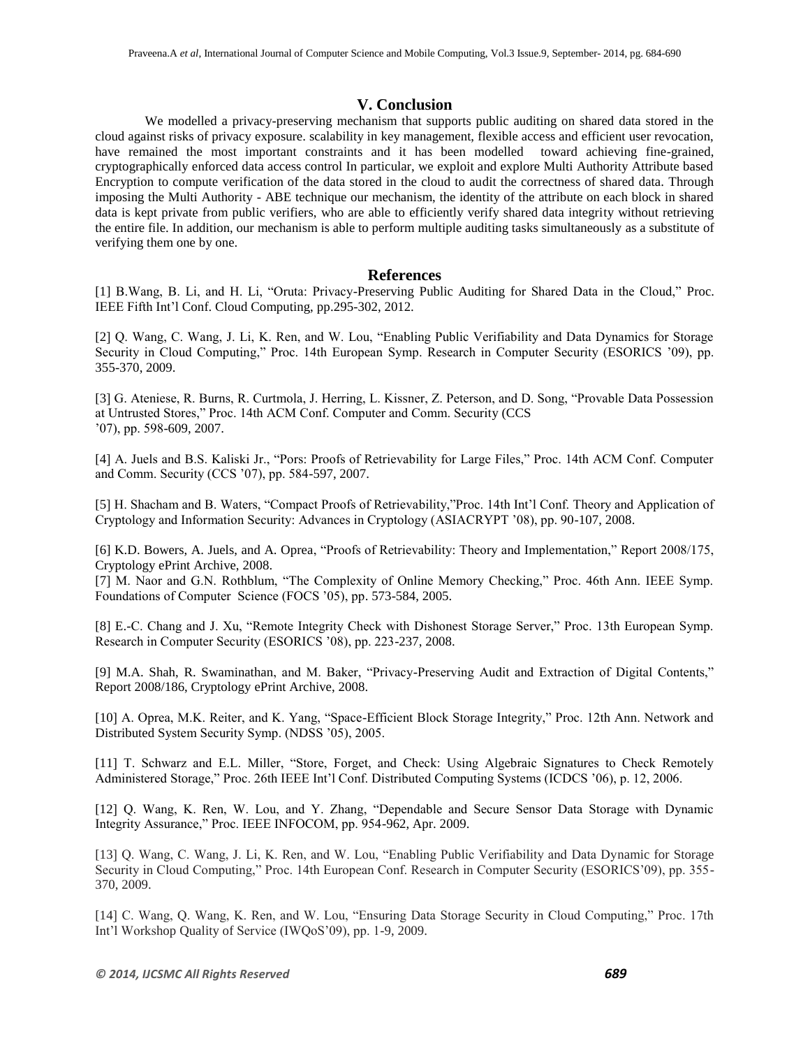## V. Conclusion

We modelled a privacy-preserving mechanism that supports public auditing on shared data stored in the cloud against risks of privacy exposure. scalability in key management, flexible access and efficient user revocation, have remained the most important constraints and it has been modelled toward achieving fine-grained, cryptographically enforced data access control In particular, we exploit and explore Multi Authority Attribute based Encryption to compute verification of the data stored in the cloud to audit the correctness of shared data. Through imposing the Multi Authority - ABE technique our mechanism, the identity of the attribute on each block in shared data is kept private from public verifiers, who are able to efficiently verify shared data integrity without retrieving the entire file. In addition, our mechanism is able to perform multiple auditing tasks simultaneously as a substitute of verifying them one by one.

## References

[1] B.Wang, B. Li, and H. Li, "Oruta: Privacy-Preserving Public Auditing for Shared Data in the Cloud," Proc. IEEE Fifth Int'l Conf. Cloud Computing, pp.295-302, 2012.

[2] Q. Wang, C. Wang, J. Li, K. Ren, and W. Lou, "Enabling Public Verifiability and Data Dynamics for Storage Security in Cloud Computing," Proc. 14th European Symp. Research in Computer Security (ESORICS '09), pp. 355-370, 2009.

[3] G. Ateniese, R. Burns, R. Curtmola, J. Herring, L. Kissner, Z. Peterson, and D. Song, "Provable Data Possession at Untrusted Stores," Proc. 14th ACM Conf. Computer and Comm. Security (CCS '07), pp. 598-609, 2007.

[4] A. Juels and B.S. Kaliski Jr., "Pors: Proofs of Retrievability for Large Files," Proc. 14th ACM Conf. Computer and Comm. Security (CCS '07), pp. 584-597, 2007.

[5] H. Shacham and B. Waters, "Compact Proofs of Retrievability,"Proc. 14th Int'l Conf. Theory and Application of Cryptology and Information Security: Advances in Cryptology (ASIACRYPT '08), pp. 90-107, 2008.

[6] K.D. Bowers, A. Juels, and A. Oprea, "Proofs of Retrievability: Theory and Implementation," Report 2008/175, Cryptology ePrint Archive, 2008.

[7] M. Naor and G.N. Rothblum, "The Complexity of Online Memory Checking," Proc. 46th Ann. IEEE Symp. Foundations of Computer Science (FOCS '05), pp. 573-584, 2005.

[8] E.-C. Chang and J. Xu, "Remote Integrity Check with Dishonest Storage Server," Proc. 13th European Symp. Research in Computer Security (ESORICS '08), pp. 223-237, 2008.

[9] M.A. Shah, R. Swaminathan, and M. Baker, "Privacy-Preserving Audit and Extraction of Digital Contents," Report 2008/186, Cryptology ePrint Archive, 2008.

[10] A. Oprea, M.K. Reiter, and K. Yang, "Space-Efficient Block Storage Integrity," Proc. 12th Ann. Network and Distributed System Security Symp. (NDSS '05), 2005.

[11] T. Schwarz and E.L. Miller, "Store, Forget, and Check: Using Algebraic Signatures to Check Remotely Administered Storage," Proc. 26th IEEE Int'l Conf. Distributed Computing Systems (ICDCS '06), p. 12, 2006.

[12] Q. Wang, K. Ren, W. Lou, and Y. Zhang, "Dependable and Secure Sensor Data Storage with Dynamic Integrity Assurance," Proc. IEEE INFOCOM, pp. 954-962, Apr. 2009.

[13] Q. Wang, C. Wang, J. Li, K. Ren, and W. Lou, "Enabling Public Verifiability and Data Dynamic for Storage Security in Cloud Computing," Proc. 14th European Conf. Research in Computer Security (ESORICS'09), pp. 355-370, 2009.

[14] C. Wang, Q. Wang, K. Ren, and W. Lou, "Ensuring Data Storage Security in Cloud Computing," Proc. 17th Int'l Workshop Quality of Service (IWQoS'09), pp. 1-9, 2009.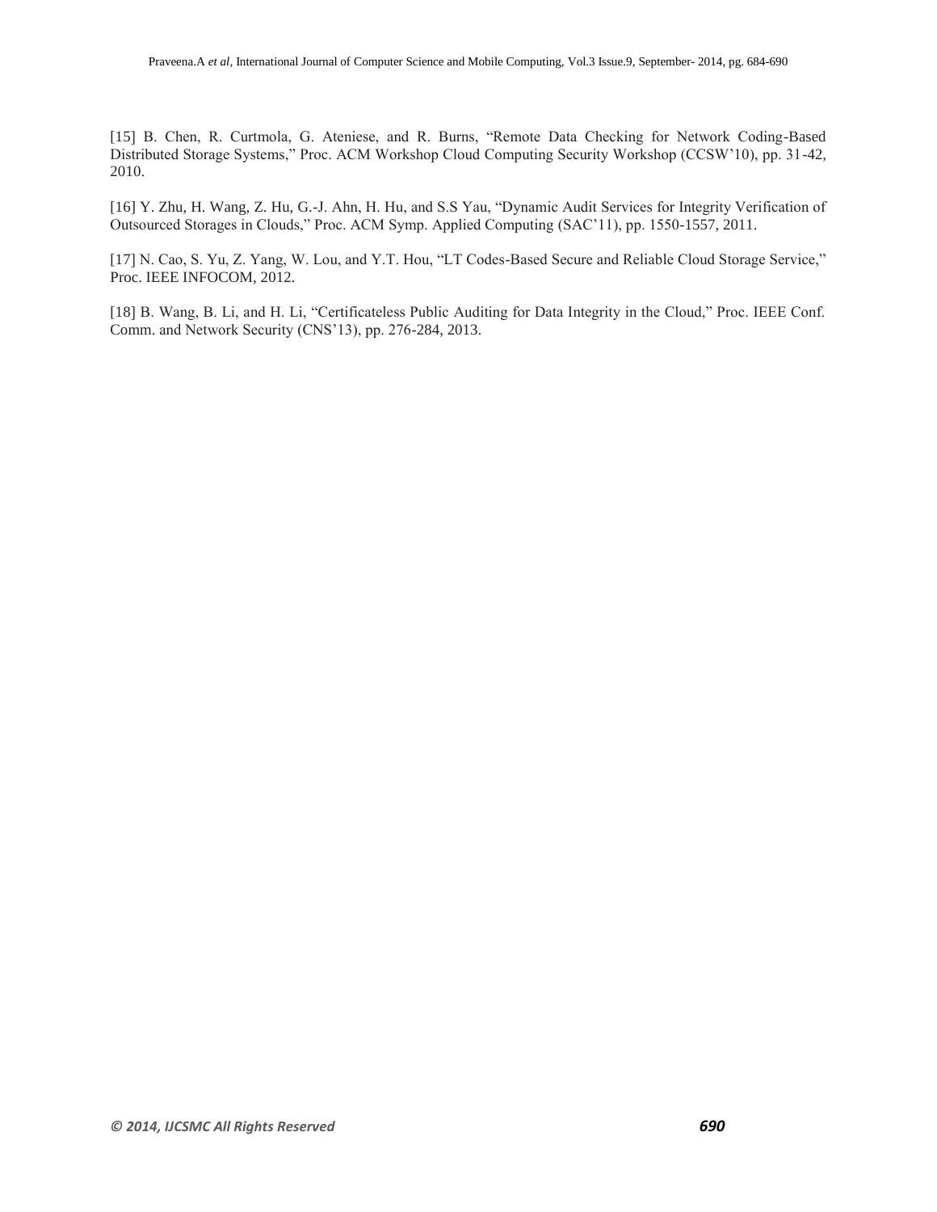[15] B. Chen, R. Curtmola, G. Ateniese, and R. Burns, "Remote Data Checking for Network Coding-Based Distributed Storage Systems," Proc. ACM Workshop Cloud Computing Security Workshop (CCSW'10), pp. 31-42, 2010.

[16] Y. Zhu, H. Wang, Z. Hu, G.-J. Ahn, H. Hu, and S.S Yau, "Dynamic Audit Services for Integrity Verification of Outsourced Storages in Clouds," Proc. ACM Symp. Applied Computing (SAC'11), pp. 1550-1557, 2011.

[17] N. Cao, S. Yu, Z. Yang, W. Lou, and Y.T. Hou, "LT Codes-Based Secure and Reliable Cloud Storage Service," Proc. IEEE INFOCOM, 2012.

[18] B. Wang, B. Li, and H. Li, "Certificateless Public Auditing for Data Integrity in the Cloud," Proc. IEEE Conf. Comm. and Network Security (CNS'13), pp. 276-284, 2013.